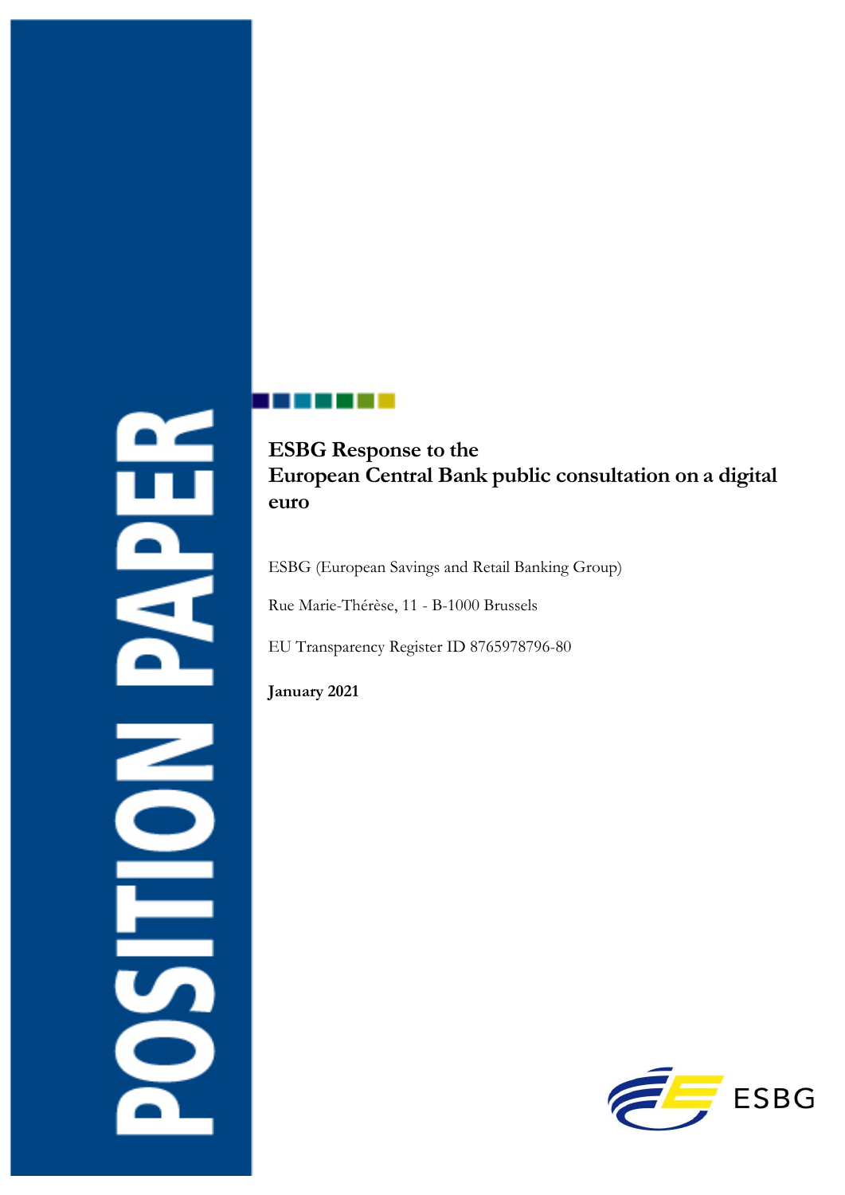POSITION PAPER

# ESBG Response to the European Central Bank public consultation on a digital euro

ESBG (European Savings and Retail Banking Group)

Rue Marie-Thérèse, 11 - B-1000 Brussels

EU Transparency Register ID 8765978796-80

**January 2021**

ESBG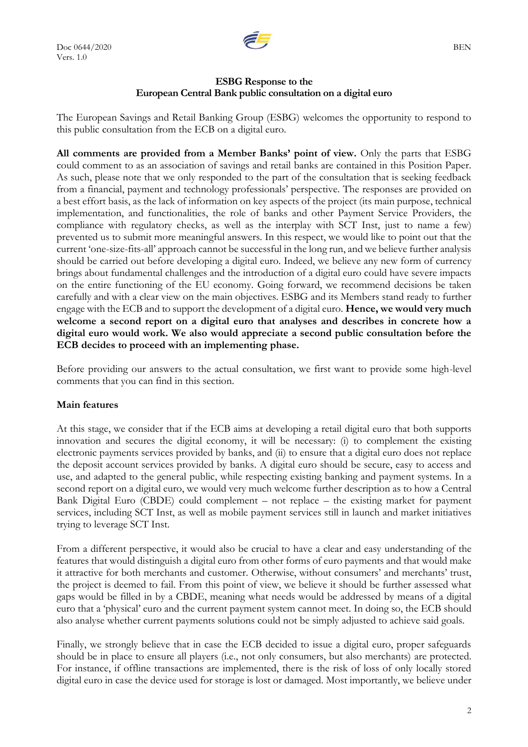**ESBG Response to the**
**European Central Bank public consultation on a digital euro**

The European Savings and Retail Banking Group (ESBG) welcomes the opportunity to respond to this public consultation from the ECB on a digital euro.

**All comments are provided from a Member Banks' point of view.** Only the parts that ESBG could comment to as an association of savings and retail banks are contained in this Position Paper. As such, please note that we only responded to the part of the consultation that is seeking feedback from a financial, payment and technology professionals' perspective. The responses are provided on a best effort basis, as the lack of information on key aspects of the project (its main purpose, technical implementation, and functionalities, the role of banks and other Payment Service Providers, the compliance with regulatory checks, as well as the interplay with SCT Inst, just to name a few) prevented us to submit more meaningful answers. In this respect, we would like to point out that the current 'one-size-fits-all' approach cannot be successful in the long run, and we believe further analysis should be carried out before developing a digital euro. Indeed, we believe any new form of currency brings about fundamental challenges and the introduction of a digital euro could have severe impacts on the entire functioning of the EU economy. Going forward, we recommend decisions be taken carefully and with a clear view on the main objectives. ESBG and its Members stand ready to further engage with the ECB and to support the development of a digital euro. **Hence, we would very much welcome a second report on a digital euro that analyses and describes in concrete how a digital euro would work. We also would appreciate a second public consultation before the ECB decides to proceed with an implementing phase.**

Before providing our answers to the actual consultation, we first want to provide some high-level comments that you can find in this section.

**Main features**

At this stage, we consider that if the ECB aims at developing a retail digital euro that both supports innovation and secures the digital economy, it will be necessary: (i) to complement the existing electronic payments services provided by banks, and (ii) to ensure that a digital euro does not replace the deposit account services provided by banks. A digital euro should be secure, easy to access and use, and adapted to the general public, while respecting existing banking and payment systems. In a second report on a digital euro, we would very much welcome further description as to how a Central Bank Digital Euro (CBDE) could complement – not replace – the existing market for payment services, including SCT Inst, as well as mobile payment services still in launch and market initiatives trying to leverage SCT Inst.

From a different perspective, it would also be crucial to have a clear and easy understanding of the features that would distinguish a digital euro from other forms of euro payments and that would make it attractive for both merchants and customer. Otherwise, without consumers' and merchants' trust, the project is deemed to fail. From this point of view, we believe it should be further assessed what gaps would be filled in by a CBDE, meaning what needs would be addressed by means of a digital euro that a 'physical' euro and the current payment system cannot meet. In doing so, the ECB should also analyse whether current payments solutions could not be simply adjusted to achieve said goals.

Finally, we strongly believe that in case the ECB decided to issue a digital euro, proper safeguards should be in place to ensure all players (i.e., not only consumers, but also merchants) are protected. For instance, if offline transactions are implemented, there is the risk of loss of only locally stored digital euro in case the device used for storage is lost or damaged. Most importantly, we believe under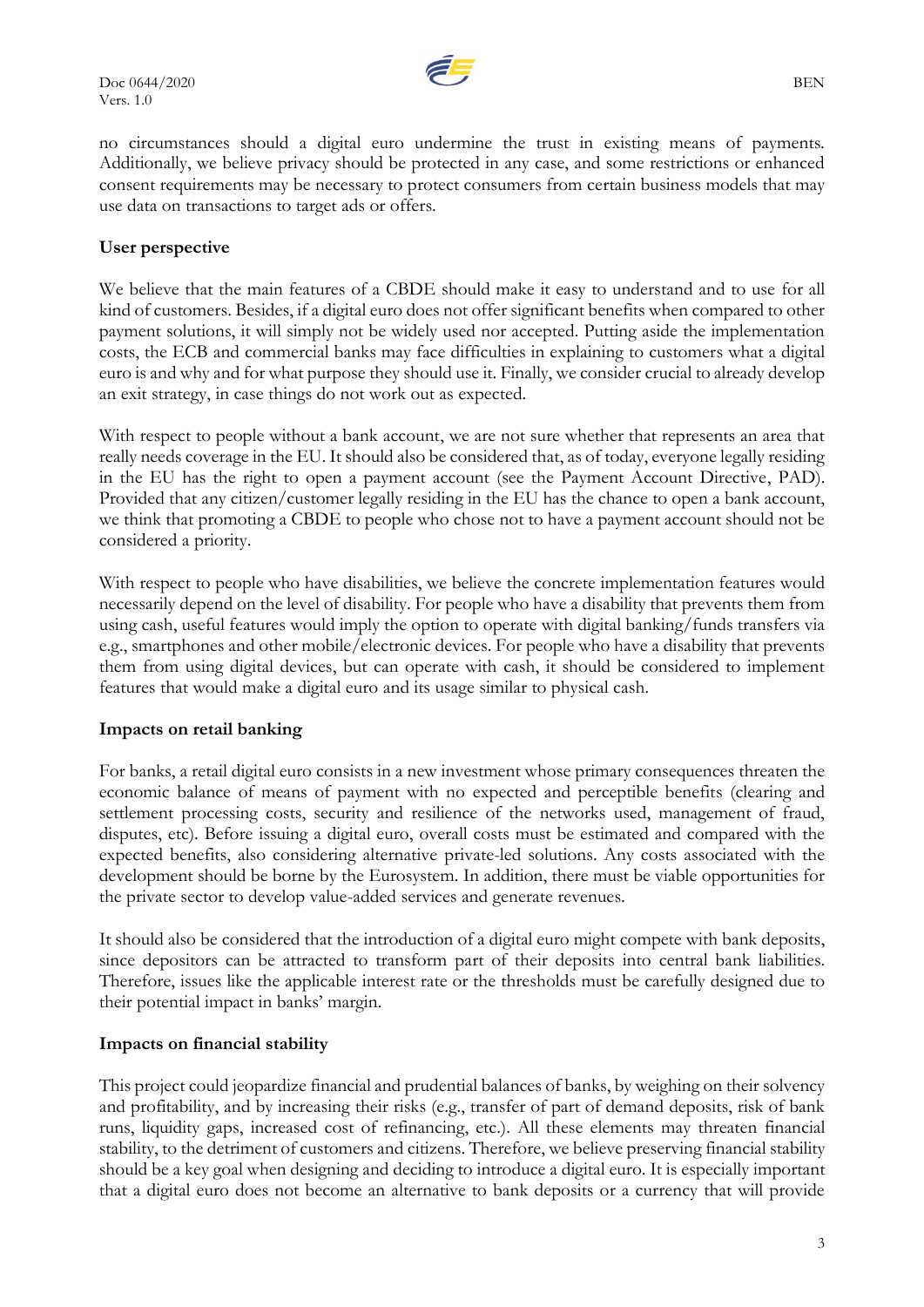no circumstances should a digital euro undermine the trust in existing means of payments. Additionally, we believe privacy should be protected in any case, and some restrictions or enhanced consent requirements may be necessary to protect consumers from certain business models that may use data on transactions to target ads or offers.

**User perspective**

We believe that the main features of a CBDE should make it easy to understand and to use for all kind of customers. Besides, if a digital euro does not offer significant benefits when compared to other payment solutions, it will simply not be widely used nor accepted. Putting aside the implementation costs, the ECB and commercial banks may face difficulties in explaining to customers what a digital euro is and why and for what purpose they should use it. Finally, we consider crucial to already develop an exit strategy, in case things do not work out as expected.

With respect to people without a bank account, we are not sure whether that represents an area that really needs coverage in the EU. It should also be considered that, as of today, everyone legally residing in the EU has the right to open a payment account (see the Payment Account Directive, PAD). Provided that any citizen/customer legally residing in the EU has the chance to open a bank account, we think that promoting a CBDE to people who chose not to have a payment account should not be considered a priority.

With respect to people who have disabilities, we believe the concrete implementation features would necessarily depend on the level of disability. For people who have a disability that prevents them from using cash, useful features would imply the option to operate with digital banking/funds transfers via e.g., smartphones and other mobile/electronic devices. For people who have a disability that prevents them from using digital devices, but can operate with cash, it should be considered to implement features that would make a digital euro and its usage similar to physical cash.

**Impacts on retail banking**

For banks, a retail digital euro consists in a new investment whose primary consequences threaten the economic balance of means of payment with no expected and perceptible benefits (clearing and settlement processing costs, security and resilience of the networks used, management of fraud, disputes, etc). Before issuing a digital euro, overall costs must be estimated and compared with the expected benefits, also considering alternative private-led solutions. Any costs associated with the development should be borne by the Eurosystem. In addition, there must be viable opportunities for the private sector to develop value-added services and generate revenues.

It should also be considered that the introduction of a digital euro might compete with bank deposits, since depositors can be attracted to transform part of their deposits into central bank liabilities. Therefore, issues like the applicable interest rate or the thresholds must be carefully designed due to their potential impact in banks' margin.

**Impacts on financial stability**

This project could jeopardize financial and prudential balances of banks, by weighing on their solvency and profitability, and by increasing their risks (e.g., transfer of part of demand deposits, risk of bank runs, liquidity gaps, increased cost of refinancing, etc.). All these elements may threaten financial stability, to the detriment of customers and citizens. Therefore, we believe preserving financial stability should be a key goal when designing and deciding to introduce a digital euro. It is especially important that a digital euro does not become an alternative to bank deposits or a currency that will provide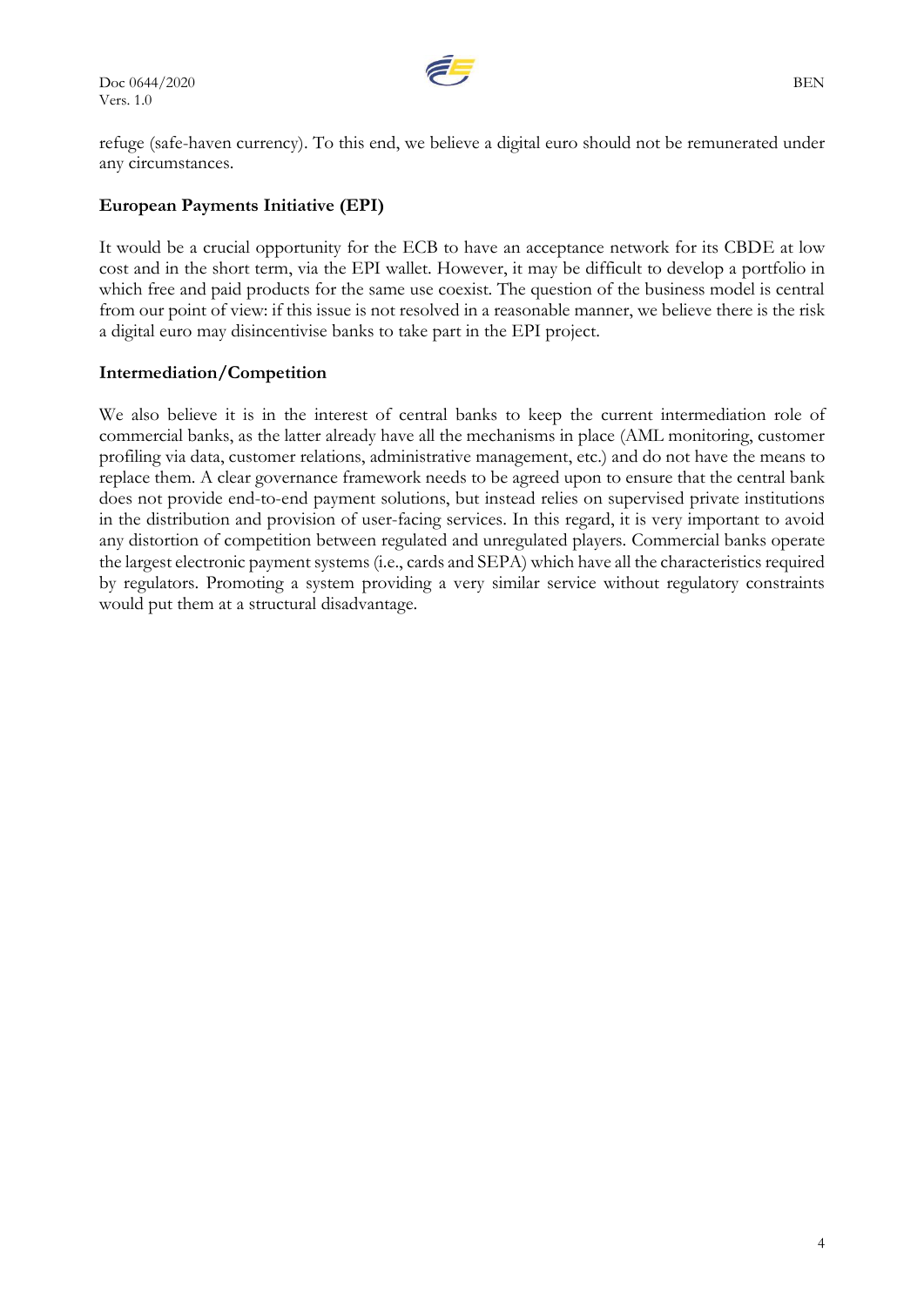refuge (safe-haven currency). To this end, we believe a digital euro should not be remunerated under any circumstances.

**European Payments Initiative (EPI)**

It would be a crucial opportunity for the ECB to have an acceptance network for its CBDE at low cost and in the short term, via the EPI wallet. However, it may be difficult to develop a portfolio in which free and paid products for the same use coexist. The question of the business model is central from our point of view: if this issue is not resolved in a reasonable manner, we believe there is the risk a digital euro may disincentivise banks to take part in the EPI project.

**Intermediation/Competition**

We also believe it is in the interest of central banks to keep the current intermediation role of commercial banks, as the latter already have all the mechanisms in place (AML monitoring, customer profiling via data, customer relations, administrative management, etc.) and do not have the means to replace them. A clear governance framework needs to be agreed upon to ensure that the central bank does not provide end-to-end payment solutions, but instead relies on supervised private institutions in the distribution and provision of user-facing services. In this regard, it is very important to avoid any distortion of competition between regulated and unregulated players. Commercial banks operate the largest electronic payment systems (i.e., cards and SEPA) which have all the characteristics required by regulators. Promoting a system providing a very similar service without regulatory constraints would put them at a structural disadvantage.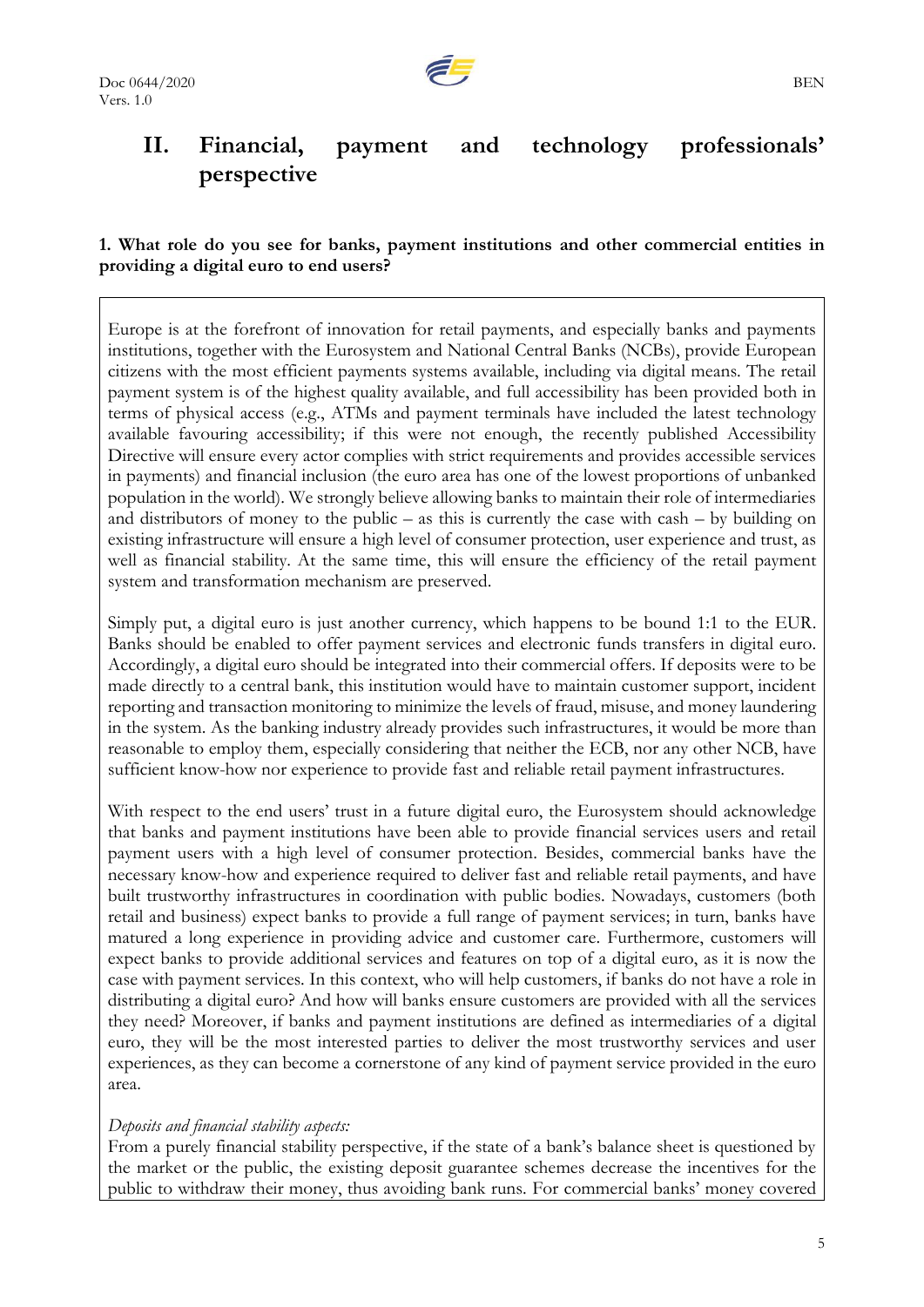## II. Financial, payment and technology professionals' perspective

**1. What role do you see for banks, payment institutions and other commercial entities in providing a digital euro to end users?**

Europe is at the forefront of innovation for retail payments, and especially banks and payments institutions, together with the Eurosystem and National Central Banks (NCBs), provide European citizens with the most efficient payments systems available, including via digital means. The retail payment system is of the highest quality available, and full accessibility has been provided both in terms of physical access (e.g., ATMs and payment terminals have included the latest technology available favouring accessibility; if this were not enough, the recently published Accessibility Directive will ensure every actor complies with strict requirements and provides accessible services in payments) and financial inclusion (the euro area has one of the lowest proportions of unbanked population in the world). We strongly believe allowing banks to maintain their role of intermediaries and distributors of money to the public – as this is currently the case with cash – by building on existing infrastructure will ensure a high level of consumer protection, user experience and trust, as well as financial stability. At the same time, this will ensure the efficiency of the retail payment system and transformation mechanism are preserved.

Simply put, a digital euro is just another currency, which happens to be bound 1:1 to the EUR. Banks should be enabled to offer payment services and electronic funds transfers in digital euro. Accordingly, a digital euro should be integrated into their commercial offers. If deposits were to be made directly to a central bank, this institution would have to maintain customer support, incident reporting and transaction monitoring to minimize the levels of fraud, misuse, and money laundering in the system. As the banking industry already provides such infrastructures, it would be more than reasonable to employ them, especially considering that neither the ECB, nor any other NCB, have sufficient know-how nor experience to provide fast and reliable retail payment infrastructures.

With respect to the end users' trust in a future digital euro, the Eurosystem should acknowledge that banks and payment institutions have been able to provide financial services users and retail payment users with a high level of consumer protection. Besides, commercial banks have the necessary know-how and experience required to deliver fast and reliable retail payments, and have built trustworthy infrastructures in coordination with public bodies. Nowadays, customers (both retail and business) expect banks to provide a full range of payment services; in turn, banks have matured a long experience in providing advice and customer care. Furthermore, customers will expect banks to provide additional services and features on top of a digital euro, as it is now the case with payment services. In this context, who will help customers, if banks do not have a role in distributing a digital euro? And how will banks ensure customers are provided with all the services they need? Moreover, if banks and payment institutions are defined as intermediaries of a digital euro, they will be the most interested parties to deliver the most trustworthy services and user experiences, as they can become a cornerstone of any kind of payment service provided in the euro area.

*Deposits and financial stability aspects:*
From a purely financial stability perspective, if the state of a bank's balance sheet is questioned by the market or the public, the existing deposit guarantee schemes decrease the incentives for the public to withdraw their money, thus avoiding bank runs. For commercial banks' money covered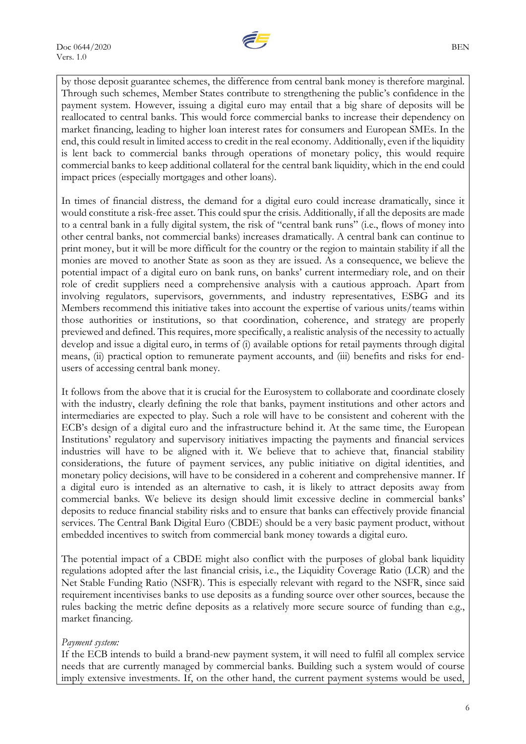by those deposit guarantee schemes, the difference from central bank money is therefore marginal. Through such schemes, Member States contribute to strengthening the public's confidence in the payment system. However, issuing a digital euro may entail that a big share of deposits will be reallocated to central banks. This would force commercial banks to increase their dependency on market financing, leading to higher loan interest rates for consumers and European SMEs. In the end, this could result in limited access to credit in the real economy. Additionally, even if the liquidity is lent back to commercial banks through operations of monetary policy, this would require commercial banks to keep additional collateral for the central bank liquidity, which in the end could impact prices (especially mortgages and other loans).

In times of financial distress, the demand for a digital euro could increase dramatically, since it would constitute a risk-free asset. This could spur the crisis. Additionally, if all the deposits are made to a central bank in a fully digital system, the risk of "central bank runs" (i.e., flows of money into other central banks, not commercial banks) increases dramatically. A central bank can continue to print money, but it will be more difficult for the country or the region to maintain stability if all the monies are moved to another State as soon as they are issued. As a consequence, we believe the potential impact of a digital euro on bank runs, on banks' current intermediary role, and on their role of credit suppliers need a comprehensive analysis with a cautious approach. Apart from involving regulators, supervisors, governments, and industry representatives, ESBG and its Members recommend this initiative takes into account the expertise of various units/teams within those authorities or institutions, so that coordination, coherence, and strategy are properly previewed and defined. This requires, more specifically, a realistic analysis of the necessity to actually develop and issue a digital euro, in terms of (i) available options for retail payments through digital means, (ii) practical option to remunerate payment accounts, and (iii) benefits and risks for end-users of accessing central bank money.

It follows from the above that it is crucial for the Eurosystem to collaborate and coordinate closely with the industry, clearly defining the role that banks, payment institutions and other actors and intermediaries are expected to play. Such a role will have to be consistent and coherent with the ECB's design of a digital euro and the infrastructure behind it. At the same time, the European Institutions' regulatory and supervisory initiatives impacting the payments and financial services industries will have to be aligned with it. We believe that to achieve that, financial stability considerations, the future of payment services, any public initiative on digital identities, and monetary policy decisions, will have to be considered in a coherent and comprehensive manner. If a digital euro is intended as an alternative to cash, it is likely to attract deposits away from commercial banks. We believe its design should limit excessive decline in commercial banks' deposits to reduce financial stability risks and to ensure that banks can effectively provide financial services. The Central Bank Digital Euro (CBDE) should be a very basic payment product, without embedded incentives to switch from commercial bank money towards a digital euro.

The potential impact of a CBDE might also conflict with the purposes of global bank liquidity regulations adopted after the last financial crisis, i.e., the Liquidity Coverage Ratio (LCR) and the Net Stable Funding Ratio (NSFR). This is especially relevant with regard to the NSFR, since said requirement incentivises banks to use deposits as a funding source over other sources, because the rules backing the metric define deposits as a relatively more secure source of funding than e.g., market financing.

*Payment system:*

If the ECB intends to build a brand-new payment system, it will need to fulfil all complex service needs that are currently managed by commercial banks. Building such a system would of course imply extensive investments. If, on the other hand, the current payment systems would be used,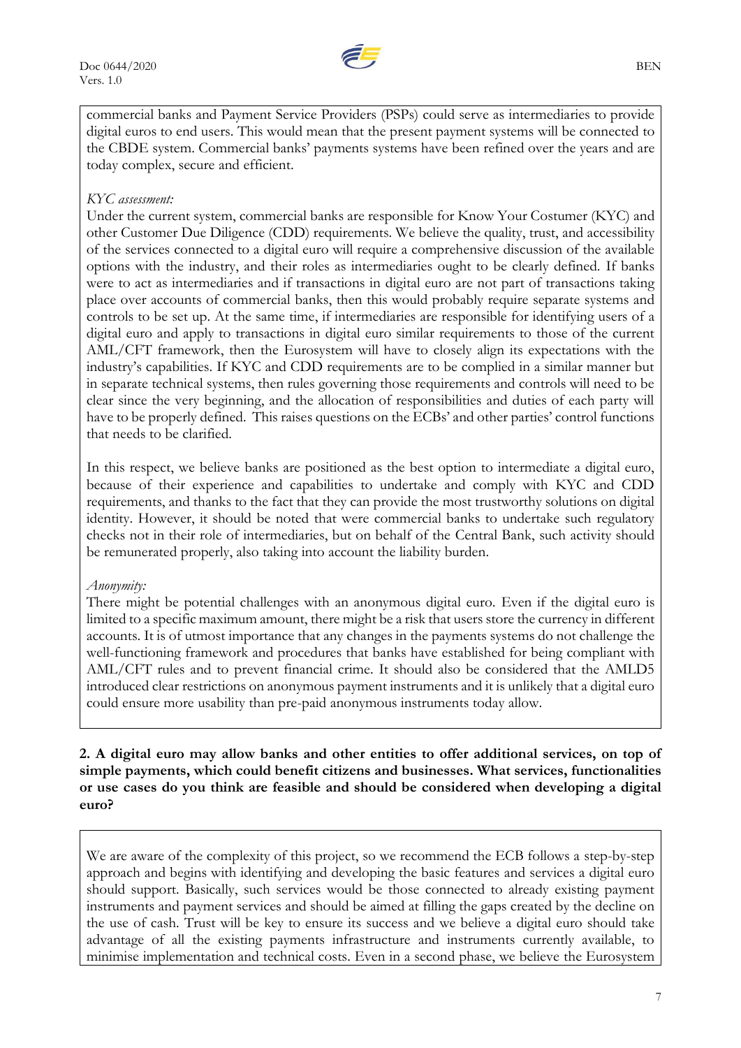commercial banks and Payment Service Providers (PSPs) could serve as intermediaries to provide digital euros to end users. This would mean that the present payment systems will be connected to the CBDE system. Commercial banks' payments systems have been refined over the years and are today complex, secure and efficient.

*KYC assessment:*

Under the current system, commercial banks are responsible for Know Your Costumer (KYC) and other Customer Due Diligence (CDD) requirements. We believe the quality, trust, and accessibility of the services connected to a digital euro will require a comprehensive discussion of the available options with the industry, and their roles as intermediaries ought to be clearly defined. If banks were to act as intermediaries and if transactions in digital euro are not part of transactions taking place over accounts of commercial banks, then this would probably require separate systems and controls to be set up. At the same time, if intermediaries are responsible for identifying users of a digital euro and apply to transactions in digital euro similar requirements to those of the current AML/CFT framework, then the Eurosystem will have to closely align its expectations with the industry's capabilities. If KYC and CDD requirements are to be complied in a similar manner but in separate technical systems, then rules governing those requirements and controls will need to be clear since the very beginning, and the allocation of responsibilities and duties of each party will have to be properly defined. This raises questions on the ECBs' and other parties' control functions that needs to be clarified.

In this respect, we believe banks are positioned as the best option to intermediate a digital euro, because of their experience and capabilities to undertake and comply with KYC and CDD requirements, and thanks to the fact that they can provide the most trustworthy solutions on digital identity. However, it should be noted that were commercial banks to undertake such regulatory checks not in their role of intermediaries, but on behalf of the Central Bank, such activity should be remunerated properly, also taking into account the liability burden.

*Anonymity:*

There might be potential challenges with an anonymous digital euro. Even if the digital euro is limited to a specific maximum amount, there might be a risk that users store the currency in different accounts. It is of utmost importance that any changes in the payments systems do not challenge the well-functioning framework and procedures that banks have established for being compliant with AML/CFT rules and to prevent financial crime. It should also be considered that the AMLD5 introduced clear restrictions on anonymous payment instruments and it is unlikely that a digital euro could ensure more usability than pre-paid anonymous instruments today allow.

**2. A digital euro may allow banks and other entities to offer additional services, on top of simple payments, which could benefit citizens and businesses. What services, functionalities or use cases do you think are feasible and should be considered when developing a digital euro?**

We are aware of the complexity of this project, so we recommend the ECB follows a step-by-step approach and begins with identifying and developing the basic features and services a digital euro should support. Basically, such services would be those connected to already existing payment instruments and payment services and should be aimed at filling the gaps created by the decline on the use of cash. Trust will be key to ensure its success and we believe a digital euro should take advantage of all the existing payments infrastructure and instruments currently available, to minimise implementation and technical costs. Even in a second phase, we believe the Eurosystem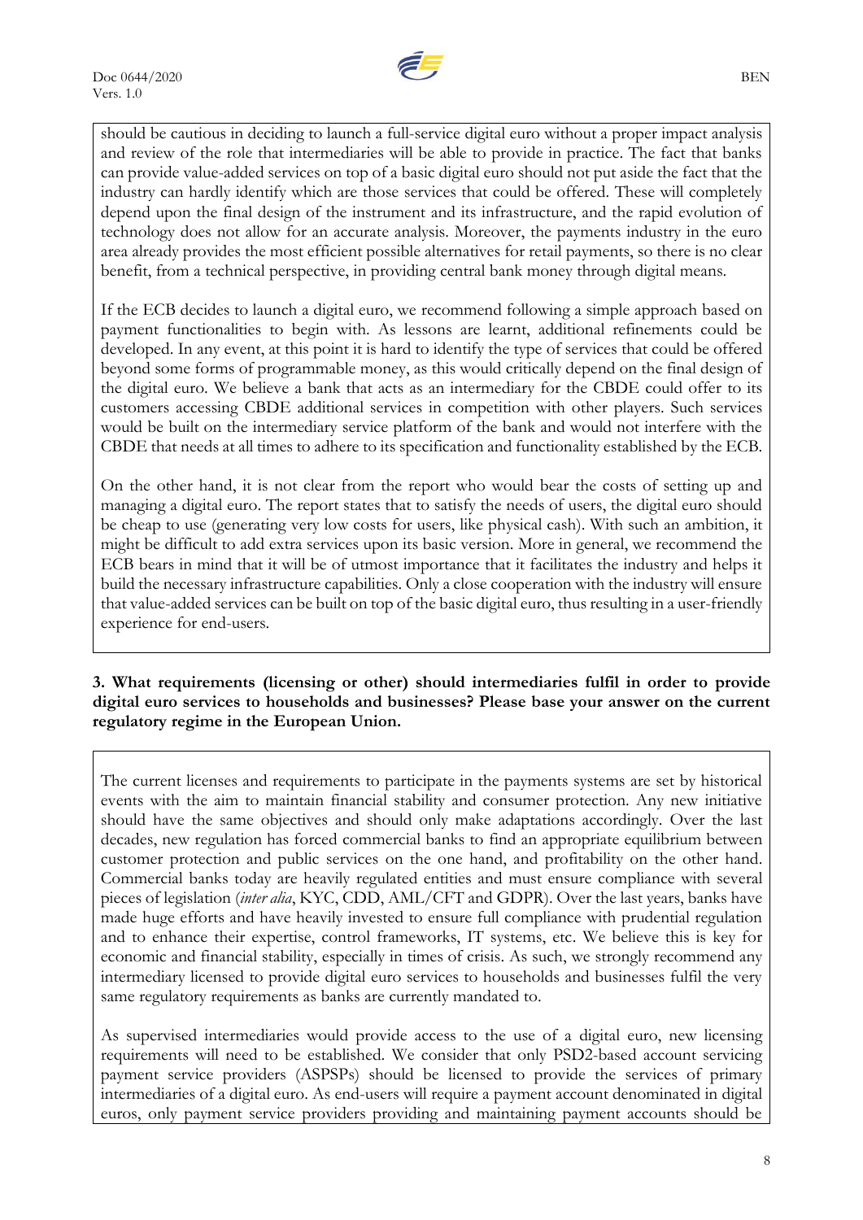should be cautious in deciding to launch a full-service digital euro without a proper impact analysis and review of the role that intermediaries will be able to provide in practice. The fact that banks can provide value-added services on top of a basic digital euro should not put aside the fact that the industry can hardly identify which are those services that could be offered. These will completely depend upon the final design of the instrument and its infrastructure, and the rapid evolution of technology does not allow for an accurate analysis. Moreover, the payments industry in the euro area already provides the most efficient possible alternatives for retail payments, so there is no clear benefit, from a technical perspective, in providing central bank money through digital means.

If the ECB decides to launch a digital euro, we recommend following a simple approach based on payment functionalities to begin with. As lessons are learnt, additional refinements could be developed. In any event, at this point it is hard to identify the type of services that could be offered beyond some forms of programmable money, as this would critically depend on the final design of the digital euro. We believe a bank that acts as an intermediary for the CBDE could offer to its customers accessing CBDE additional services in competition with other players. Such services would be built on the intermediary service platform of the bank and would not interfere with the CBDE that needs at all times to adhere to its specification and functionality established by the ECB.

On the other hand, it is not clear from the report who would bear the costs of setting up and managing a digital euro. The report states that to satisfy the needs of users, the digital euro should be cheap to use (generating very low costs for users, like physical cash). With such an ambition, it might be difficult to add extra services upon its basic version. More in general, we recommend the ECB bears in mind that it will be of utmost importance that it facilitates the industry and helps it build the necessary infrastructure capabilities. Only a close cooperation with the industry will ensure that value-added services can be built on top of the basic digital euro, thus resulting in a user-friendly experience for end-users.

**3. What requirements (licensing or other) should intermediaries fulfil in order to provide digital euro services to households and businesses? Please base your answer on the current regulatory regime in the European Union.**

The current licenses and requirements to participate in the payments systems are set by historical events with the aim to maintain financial stability and consumer protection. Any new initiative should have the same objectives and should only make adaptations accordingly. Over the last decades, new regulation has forced commercial banks to find an appropriate equilibrium between customer protection and public services on the one hand, and profitability on the other hand. Commercial banks today are heavily regulated entities and must ensure compliance with several pieces of legislation (*inter alia*, KYC, CDD, AML/CFT and GDPR). Over the last years, banks have made huge efforts and have heavily invested to ensure full compliance with prudential regulation and to enhance their expertise, control frameworks, IT systems, etc. We believe this is key for economic and financial stability, especially in times of crisis. As such, we strongly recommend any intermediary licensed to provide digital euro services to households and businesses fulfil the very same regulatory requirements as banks are currently mandated to.

As supervised intermediaries would provide access to the use of a digital euro, new licensing requirements will need to be established. We consider that only PSD2-based account servicing payment service providers (ASPSPs) should be licensed to provide the services of primary intermediaries of a digital euro. As end-users will require a payment account denominated in digital euros, only payment service providers providing and maintaining payment accounts should be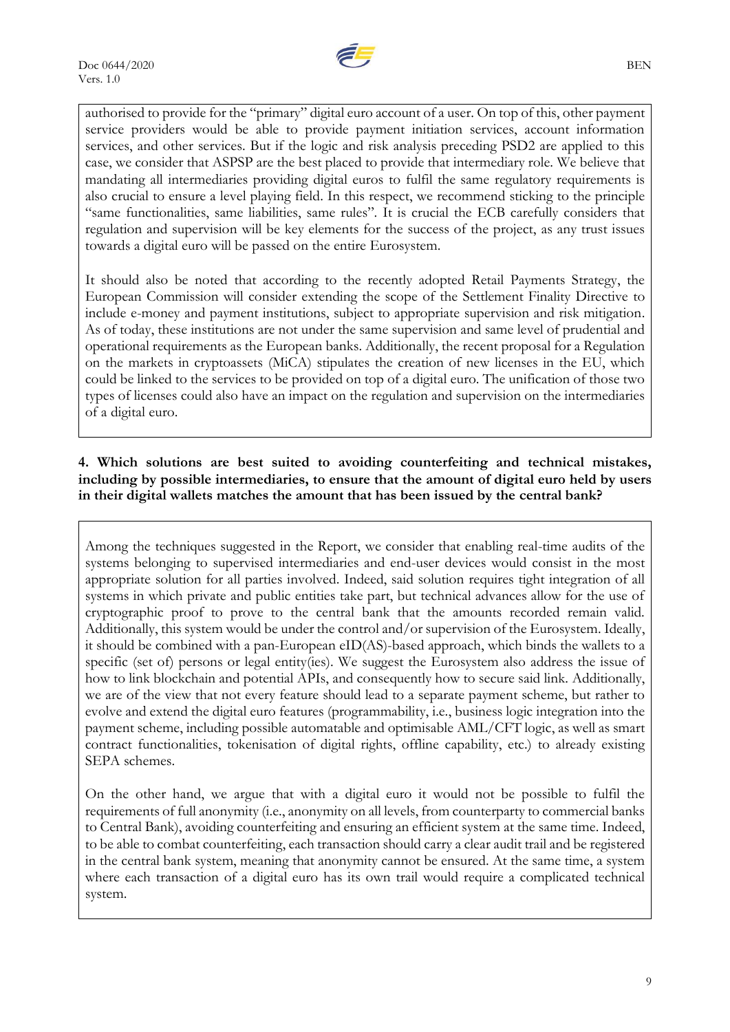authorised to provide for the "primary" digital euro account of a user. On top of this, other payment service providers would be able to provide payment initiation services, account information services, and other services. But if the logic and risk analysis preceding PSD2 are applied to this case, we consider that ASPSP are the best placed to provide that intermediary role. We believe that mandating all intermediaries providing digital euros to fulfil the same regulatory requirements is also crucial to ensure a level playing field. In this respect, we recommend sticking to the principle "same functionalities, same liabilities, same rules". It is crucial the ECB carefully considers that regulation and supervision will be key elements for the success of the project, as any trust issues towards a digital euro will be passed on the entire Eurosystem.

It should also be noted that according to the recently adopted Retail Payments Strategy, the European Commission will consider extending the scope of the Settlement Finality Directive to include e-money and payment institutions, subject to appropriate supervision and risk mitigation. As of today, these institutions are not under the same supervision and same level of prudential and operational requirements as the European banks. Additionally, the recent proposal for a Regulation on the markets in cryptoassets (MiCA) stipulates the creation of new licenses in the EU, which could be linked to the services to be provided on top of a digital euro. The unification of those two types of licenses could also have an impact on the regulation and supervision on the intermediaries of a digital euro.

**4. Which solutions are best suited to avoiding counterfeiting and technical mistakes, including by possible intermediaries, to ensure that the amount of digital euro held by users in their digital wallets matches the amount that has been issued by the central bank?**

Among the techniques suggested in the Report, we consider that enabling real-time audits of the systems belonging to supervised intermediaries and end-user devices would consist in the most appropriate solution for all parties involved. Indeed, said solution requires tight integration of all systems in which private and public entities take part, but technical advances allow for the use of cryptographic proof to prove to the central bank that the amounts recorded remain valid. Additionally, this system would be under the control and/or supervision of the Eurosystem. Ideally, it should be combined with a pan-European eID(AS)-based approach, which binds the wallets to a specific (set of) persons or legal entity(ies). We suggest the Eurosystem also address the issue of how to link blockchain and potential APIs, and consequently how to secure said link. Additionally, we are of the view that not every feature should lead to a separate payment scheme, but rather to evolve and extend the digital euro features (programmability, i.e., business logic integration into the payment scheme, including possible automatable and optimisable AML/CFT logic, as well as smart contract functionalities, tokenisation of digital rights, offline capability, etc.) to already existing SEPA schemes.

On the other hand, we argue that with a digital euro it would not be possible to fulfil the requirements of full anonymity (i.e., anonymity on all levels, from counterparty to commercial banks to Central Bank), avoiding counterfeiting and ensuring an efficient system at the same time. Indeed, to be able to combat counterfeiting, each transaction should carry a clear audit trail and be registered in the central bank system, meaning that anonymity cannot be ensured. At the same time, a system where each transaction of a digital euro has its own trail would require a complicated technical system.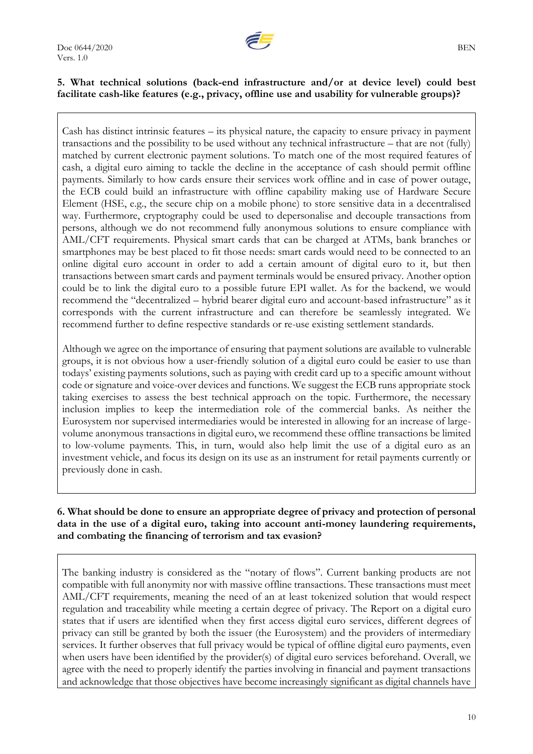**5. What technical solutions (back-end infrastructure and/or at device level) could best facilitate cash-like features (e.g., privacy, offline use and usability for vulnerable groups)?**

Cash has distinct intrinsic features – its physical nature, the capacity to ensure privacy in payment transactions and the possibility to be used without any technical infrastructure – that are not (fully) matched by current electronic payment solutions. To match one of the most required features of cash, a digital euro aiming to tackle the decline in the acceptance of cash should permit offline payments. Similarly to how cards ensure their services work offline and in case of power outage, the ECB could build an infrastructure with offline capability making use of Hardware Secure Element (HSE, e.g., the secure chip on a mobile phone) to store sensitive data in a decentralised way. Furthermore, cryptography could be used to depersonalise and decouple transactions from persons, although we do not recommend fully anonymous solutions to ensure compliance with AML/CFT requirements. Physical smart cards that can be charged at ATMs, bank branches or smartphones may be best placed to fit those needs: smart cards would need to be connected to an online digital euro account in order to add a certain amount of digital euro to it, but then transactions between smart cards and payment terminals would be ensured privacy. Another option could be to link the digital euro to a possible future EPI wallet. As for the backend, we would recommend the "decentralized – hybrid bearer digital euro and account-based infrastructure" as it corresponds with the current infrastructure and can therefore be seamlessly integrated. We recommend further to define respective standards or re-use existing settlement standards.

Although we agree on the importance of ensuring that payment solutions are available to vulnerable groups, it is not obvious how a user-friendly solution of a digital euro could be easier to use than todays' existing payments solutions, such as paying with credit card up to a specific amount without code or signature and voice-over devices and functions. We suggest the ECB runs appropriate stock taking exercises to assess the best technical approach on the topic. Furthermore, the necessary inclusion implies to keep the intermediation role of the commercial banks. As neither the Eurosystem nor supervised intermediaries would be interested in allowing for an increase of large-volume anonymous transactions in digital euro, we recommend these offline transactions be limited to low-volume payments. This, in turn, would also help limit the use of a digital euro as an investment vehicle, and focus its design on its use as an instrument for retail payments currently or previously done in cash.

**6. What should be done to ensure an appropriate degree of privacy and protection of personal data in the use of a digital euro, taking into account anti-money laundering requirements, and combating the financing of terrorism and tax evasion?**

The banking industry is considered as the "notary of flows". Current banking products are not compatible with full anonymity nor with massive offline transactions. These transactions must meet AML/CFT requirements, meaning the need of an at least tokenized solution that would respect regulation and traceability while meeting a certain degree of privacy. The Report on a digital euro states that if users are identified when they first access digital euro services, different degrees of privacy can still be granted by both the issuer (the Eurosystem) and the providers of intermediary services. It further observes that full privacy would be typical of offline digital euro payments, even when users have been identified by the provider(s) of digital euro services beforehand. Overall, we agree with the need to properly identify the parties involving in financial and payment transactions and acknowledge that those objectives have become increasingly significant as digital channels have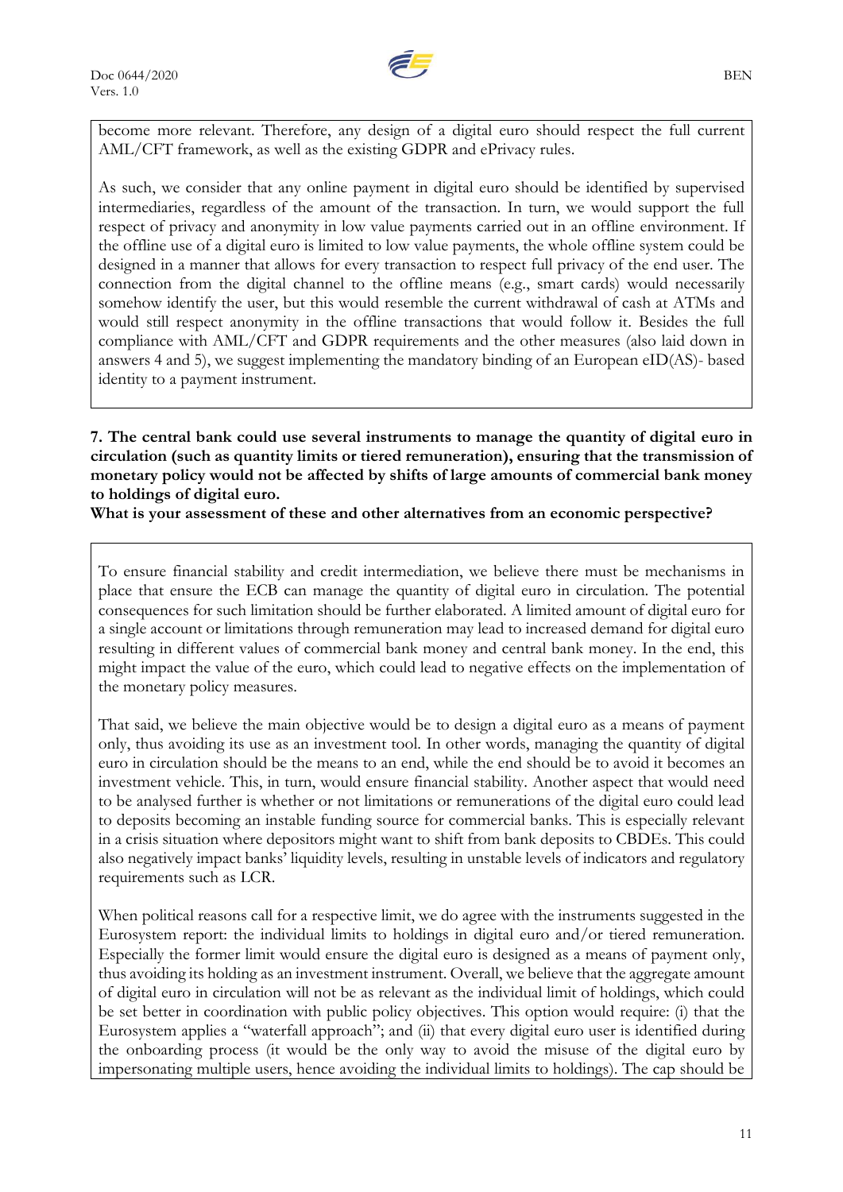become more relevant. Therefore, any design of a digital euro should respect the full current AML/CFT framework, as well as the existing GDPR and ePrivacy rules.

As such, we consider that any online payment in digital euro should be identified by supervised intermediaries, regardless of the amount of the transaction. In turn, we would support the full respect of privacy and anonymity in low value payments carried out in an offline environment. If the offline use of a digital euro is limited to low value payments, the whole offline system could be designed in a manner that allows for every transaction to respect full privacy of the end user. The connection from the digital channel to the offline means (e.g., smart cards) would necessarily somehow identify the user, but this would resemble the current withdrawal of cash at ATMs and would still respect anonymity in the offline transactions that would follow it. Besides the full compliance with AML/CFT and GDPR requirements and the other measures (also laid down in answers 4 and 5), we suggest implementing the mandatory binding of an European eID(AS)- based identity to a payment instrument.

**7. The central bank could use several instruments to manage the quantity of digital euro in circulation (such as quantity limits or tiered remuneration), ensuring that the transmission of monetary policy would not be affected by shifts of large amounts of commercial bank money to holdings of digital euro.**

**What is your assessment of these and other alternatives from an economic perspective?**

To ensure financial stability and credit intermediation, we believe there must be mechanisms in place that ensure the ECB can manage the quantity of digital euro in circulation. The potential consequences for such limitation should be further elaborated. A limited amount of digital euro for a single account or limitations through remuneration may lead to increased demand for digital euro resulting in different values of commercial bank money and central bank money. In the end, this might impact the value of the euro, which could lead to negative effects on the implementation of the monetary policy measures.

That said, we believe the main objective would be to design a digital euro as a means of payment only, thus avoiding its use as an investment tool. In other words, managing the quantity of digital euro in circulation should be the means to an end, while the end should be to avoid it becomes an investment vehicle. This, in turn, would ensure financial stability. Another aspect that would need to be analysed further is whether or not limitations or remunerations of the digital euro could lead to deposits becoming an instable funding source for commercial banks. This is especially relevant in a crisis situation where depositors might want to shift from bank deposits to CBDEs. This could also negatively impact banks' liquidity levels, resulting in unstable levels of indicators and regulatory requirements such as LCR.

When political reasons call for a respective limit, we do agree with the instruments suggested in the Eurosystem report: the individual limits to holdings in digital euro and/or tiered remuneration. Especially the former limit would ensure the digital euro is designed as a means of payment only, thus avoiding its holding as an investment instrument. Overall, we believe that the aggregate amount of digital euro in circulation will not be as relevant as the individual limit of holdings, which could be set better in coordination with public policy objectives. This option would require: (i) that the Eurosystem applies a "waterfall approach"; and (ii) that every digital euro user is identified during the onboarding process (it would be the only way to avoid the misuse of the digital euro by impersonating multiple users, hence avoiding the individual limits to holdings). The cap should be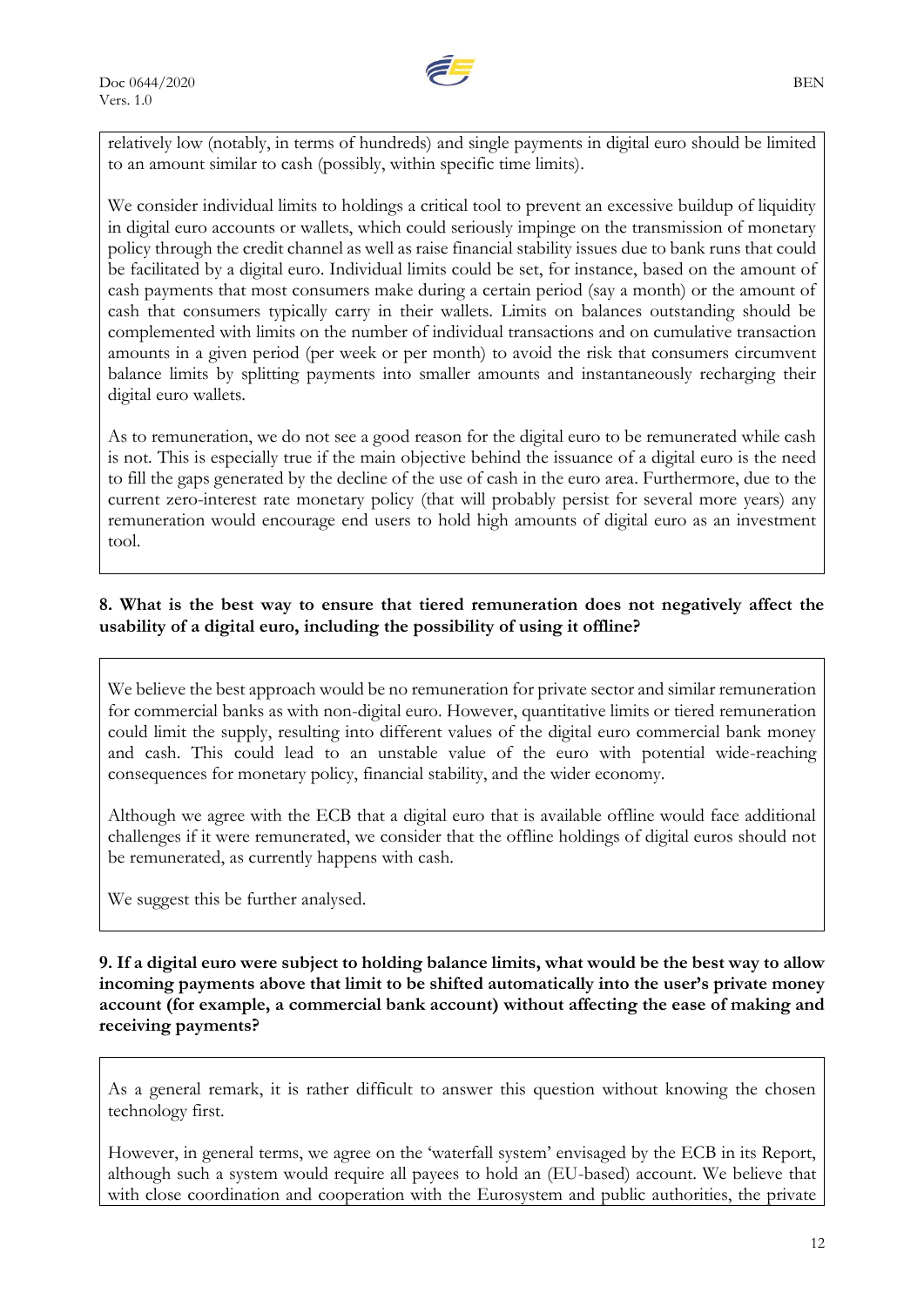relatively low (notably, in terms of hundreds) and single payments in digital euro should be limited to an amount similar to cash (possibly, within specific time limits).

We consider individual limits to holdings a critical tool to prevent an excessive buildup of liquidity in digital euro accounts or wallets, which could seriously impinge on the transmission of monetary policy through the credit channel as well as raise financial stability issues due to bank runs that could be facilitated by a digital euro. Individual limits could be set, for instance, based on the amount of cash payments that most consumers make during a certain period (say a month) or the amount of cash that consumers typically carry in their wallets. Limits on balances outstanding should be complemented with limits on the number of individual transactions and on cumulative transaction amounts in a given period (per week or per month) to avoid the risk that consumers circumvent balance limits by splitting payments into smaller amounts and instantaneously recharging their digital euro wallets.

As to remuneration, we do not see a good reason for the digital euro to be remunerated while cash is not. This is especially true if the main objective behind the issuance of a digital euro is the need to fill the gaps generated by the decline of the use of cash in the euro area. Furthermore, due to the current zero-interest rate monetary policy (that will probably persist for several more years) any remuneration would encourage end users to hold high amounts of digital euro as an investment tool.

**8. What is the best way to ensure that tiered remuneration does not negatively affect the usability of a digital euro, including the possibility of using it offline?**

We believe the best approach would be no remuneration for private sector and similar remuneration for commercial banks as with non-digital euro. However, quantitative limits or tiered remuneration could limit the supply, resulting into different values of the digital euro commercial bank money and cash. This could lead to an unstable value of the euro with potential wide-reaching consequences for monetary policy, financial stability, and the wider economy.

Although we agree with the ECB that a digital euro that is available offline would face additional challenges if it were remunerated, we consider that the offline holdings of digital euros should not be remunerated, as currently happens with cash.

We suggest this be further analysed.

**9. If a digital euro were subject to holding balance limits, what would be the best way to allow incoming payments above that limit to be shifted automatically into the user's private money account (for example, a commercial bank account) without affecting the ease of making and receiving payments?**

As a general remark, it is rather difficult to answer this question without knowing the chosen technology first.

However, in general terms, we agree on the 'waterfall system' envisaged by the ECB in its Report, although such a system would require all payees to hold an (EU-based) account. We believe that with close coordination and cooperation with the Eurosystem and public authorities, the private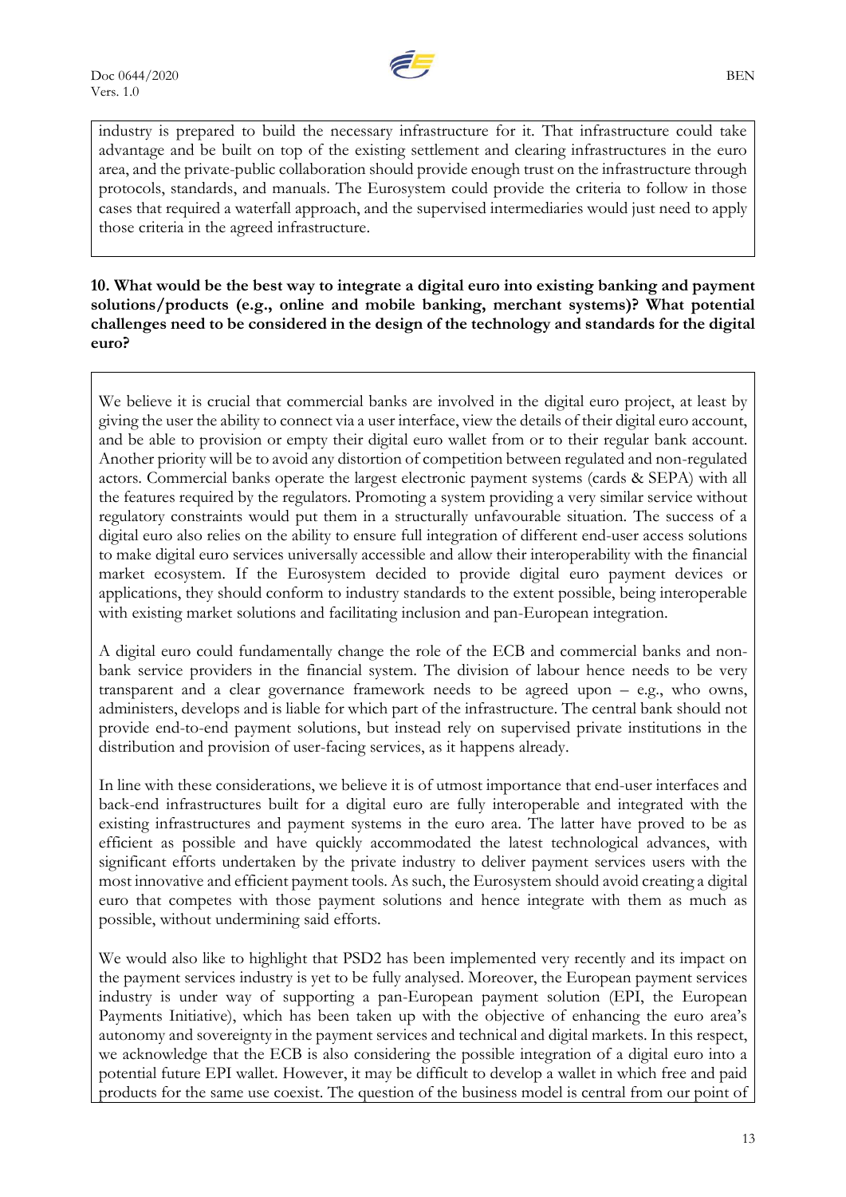industry is prepared to build the necessary infrastructure for it. That infrastructure could take advantage and be built on top of the existing settlement and clearing infrastructures in the euro area, and the private-public collaboration should provide enough trust on the infrastructure through protocols, standards, and manuals. The Eurosystem could provide the criteria to follow in those cases that required a waterfall approach, and the supervised intermediaries would just need to apply those criteria in the agreed infrastructure.

**10. What would be the best way to integrate a digital euro into existing banking and payment solutions/products (e.g., online and mobile banking, merchant systems)? What potential challenges need to be considered in the design of the technology and standards for the digital euro?**

We believe it is crucial that commercial banks are involved in the digital euro project, at least by giving the user the ability to connect via a user interface, view the details of their digital euro account, and be able to provision or empty their digital euro wallet from or to their regular bank account. Another priority will be to avoid any distortion of competition between regulated and non-regulated actors. Commercial banks operate the largest electronic payment systems (cards & SEPA) with all the features required by the regulators. Promoting a system providing a very similar service without regulatory constraints would put them in a structurally unfavourable situation. The success of a digital euro also relies on the ability to ensure full integration of different end-user access solutions to make digital euro services universally accessible and allow their interoperability with the financial market ecosystem. If the Eurosystem decided to provide digital euro payment devices or applications, they should conform to industry standards to the extent possible, being interoperable with existing market solutions and facilitating inclusion and pan-European integration.

A digital euro could fundamentally change the role of the ECB and commercial banks and non-bank service providers in the financial system. The division of labour hence needs to be very transparent and a clear governance framework needs to be agreed upon – e.g., who owns, administers, develops and is liable for which part of the infrastructure. The central bank should not provide end-to-end payment solutions, but instead rely on supervised private institutions in the distribution and provision of user-facing services, as it happens already.

In line with these considerations, we believe it is of utmost importance that end-user interfaces and back-end infrastructures built for a digital euro are fully interoperable and integrated with the existing infrastructures and payment systems in the euro area. The latter have proved to be as efficient as possible and have quickly accommodated the latest technological advances, with significant efforts undertaken by the private industry to deliver payment services users with the most innovative and efficient payment tools. As such, the Eurosystem should avoid creating a digital euro that competes with those payment solutions and hence integrate with them as much as possible, without undermining said efforts.

We would also like to highlight that PSD2 has been implemented very recently and its impact on the payment services industry is yet to be fully analysed. Moreover, the European payment services industry is under way of supporting a pan-European payment solution (EPI, the European Payments Initiative), which has been taken up with the objective of enhancing the euro area's autonomy and sovereignty in the payment services and technical and digital markets. In this respect, we acknowledge that the ECB is also considering the possible integration of a digital euro into a potential future EPI wallet. However, it may be difficult to develop a wallet in which free and paid products for the same use coexist. The question of the business model is central from our point of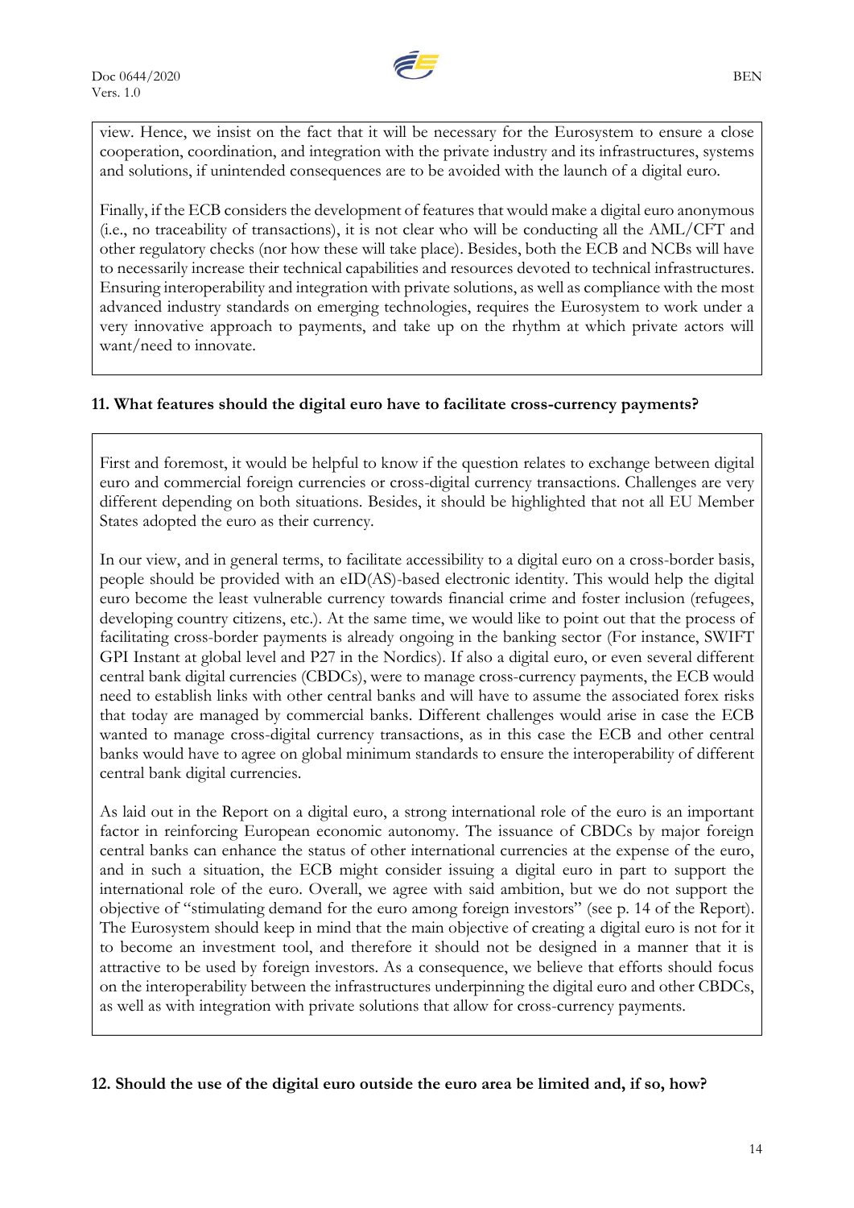view. Hence, we insist on the fact that it will be necessary for the Eurosystem to ensure a close cooperation, coordination, and integration with the private industry and its infrastructures, systems and solutions, if unintended consequences are to be avoided with the launch of a digital euro.

Finally, if the ECB considers the development of features that would make a digital euro anonymous (i.e., no traceability of transactions), it is not clear who will be conducting all the AML/CFT and other regulatory checks (nor how these will take place). Besides, both the ECB and NCBs will have to necessarily increase their technical capabilities and resources devoted to technical infrastructures. Ensuring interoperability and integration with private solutions, as well as compliance with the most advanced industry standards on emerging technologies, requires the Eurosystem to work under a very innovative approach to payments, and take up on the rhythm at which private actors will want/need to innovate.

**11. What features should the digital euro have to facilitate cross-currency payments?**

First and foremost, it would be helpful to know if the question relates to exchange between digital euro and commercial foreign currencies or cross-digital currency transactions. Challenges are very different depending on both situations. Besides, it should be highlighted that not all EU Member States adopted the euro as their currency.

In our view, and in general terms, to facilitate accessibility to a digital euro on a cross-border basis, people should be provided with an eID(AS)-based electronic identity. This would help the digital euro become the least vulnerable currency towards financial crime and foster inclusion (refugees, developing country citizens, etc.). At the same time, we would like to point out that the process of facilitating cross-border payments is already ongoing in the banking sector (For instance, SWIFT GPI Instant at global level and P27 in the Nordics). If also a digital euro, or even several different central bank digital currencies (CBDCs), were to manage cross-currency payments, the ECB would need to establish links with other central banks and will have to assume the associated forex risks that today are managed by commercial banks. Different challenges would arise in case the ECB wanted to manage cross-digital currency transactions, as in this case the ECB and other central banks would have to agree on global minimum standards to ensure the interoperability of different central bank digital currencies.

As laid out in the Report on a digital euro, a strong international role of the euro is an important factor in reinforcing European economic autonomy. The issuance of CBDCs by major foreign central banks can enhance the status of other international currencies at the expense of the euro, and in such a situation, the ECB might consider issuing a digital euro in part to support the international role of the euro. Overall, we agree with said ambition, but we do not support the objective of "stimulating demand for the euro among foreign investors" (see p. 14 of the Report). The Eurosystem should keep in mind that the main objective of creating a digital euro is not for it to become an investment tool, and therefore it should not be designed in a manner that it is attractive to be used by foreign investors. As a consequence, we believe that efforts should focus on the interoperability between the infrastructures underpinning the digital euro and other CBDCs, as well as with integration with private solutions that allow for cross-currency payments.

**12. Should the use of the digital euro outside the euro area be limited and, if so, how?**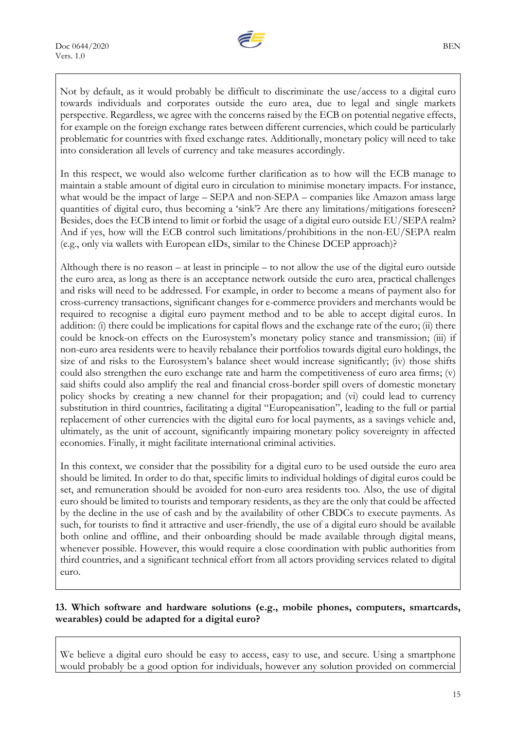Not by default, as it would probably be difficult to discriminate the use/access to a digital euro towards individuals and corporates outside the euro area, due to legal and single markets perspective. Regardless, we agree with the concerns raised by the ECB on potential negative effects, for example on the foreign exchange rates between different currencies, which could be particularly problematic for countries with fixed exchange rates. Additionally, monetary policy will need to take into consideration all levels of currency and take measures accordingly.

In this respect, we would also welcome further clarification as to how will the ECB manage to maintain a stable amount of digital euro in circulation to minimise monetary impacts. For instance, what would be the impact of large – SEPA and non-SEPA – companies like Amazon amass large quantities of digital euro, thus becoming a 'sink'? Are there any limitations/mitigations foreseen? Besides, does the ECB intend to limit or forbid the usage of a digital euro outside EU/SEPA realm? And if yes, how will the ECB control such limitations/prohibitions in the non-EU/SEPA realm (e.g., only via wallets with European eIDs, similar to the Chinese DCEP approach)?

Although there is no reason – at least in principle – to not allow the use of the digital euro outside the euro area, as long as there is an acceptance network outside the euro area, practical challenges and risks will need to be addressed. For example, in order to become a means of payment also for cross-currency transactions, significant changes for e-commerce providers and merchants would be required to recognise a digital euro payment method and to be able to accept digital euros. In addition: (i) there could be implications for capital flows and the exchange rate of the euro; (ii) there could be knock-on effects on the Eurosystem's monetary policy stance and transmission; (iii) if non-euro area residents were to heavily rebalance their portfolios towards digital euro holdings, the size of and risks to the Eurosystem's balance sheet would increase significantly; (iv) those shifts could also strengthen the euro exchange rate and harm the competitiveness of euro area firms; (v) said shifts could also amplify the real and financial cross-border spill overs of domestic monetary policy shocks by creating a new channel for their propagation; and (vi) could lead to currency substitution in third countries, facilitating a digital "Europeanisation", leading to the full or partial replacement of other currencies with the digital euro for local payments, as a savings vehicle and, ultimately, as the unit of account, significantly impairing monetary policy sovereignty in affected economies. Finally, it might facilitate international criminal activities.

In this context, we consider that the possibility for a digital euro to be used outside the euro area should be limited. In order to do that, specific limits to individual holdings of digital euros could be set, and remuneration should be avoided for non-euro area residents too. Also, the use of digital euro should be limited to tourists and temporary residents, as they are the only that could be affected by the decline in the use of cash and by the availability of other CBDCs to execute payments. As such, for tourists to find it attractive and user-friendly, the use of a digital euro should be available both online and offline, and their onboarding should be made available through digital means, whenever possible. However, this would require a close coordination with public authorities from third countries, and a significant technical effort from all actors providing services related to digital euro.

**13. Which software and hardware solutions (e.g., mobile phones, computers, smartcards, wearables) could be adapted for a digital euro?**

We believe a digital euro should be easy to access, easy to use, and secure. Using a smartphone would probably be a good option for individuals, however any solution provided on commercial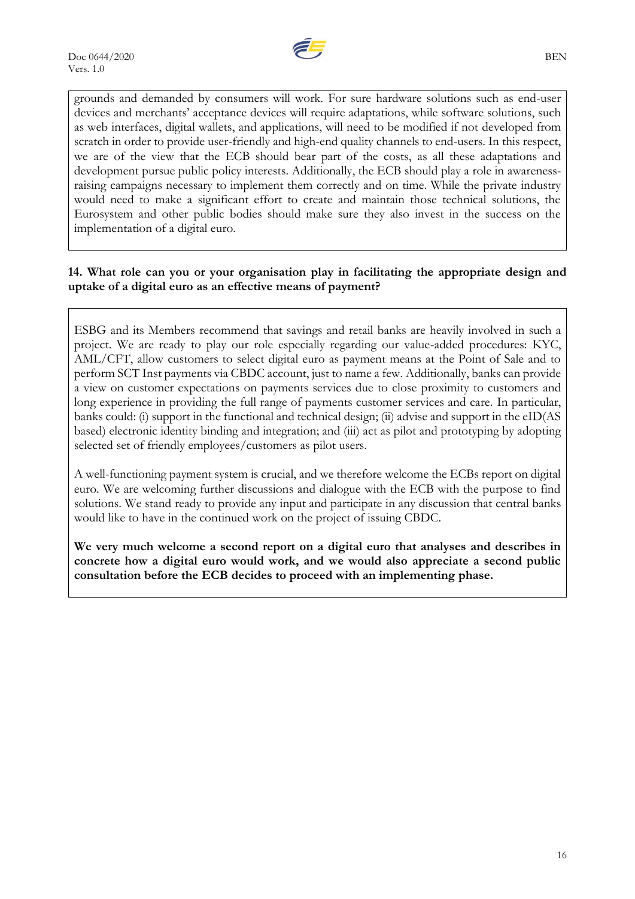grounds and demanded by consumers will work. For sure hardware solutions such as end-user devices and merchants' acceptance devices will require adaptations, while software solutions, such as web interfaces, digital wallets, and applications, will need to be modified if not developed from scratch in order to provide user-friendly and high-end quality channels to end-users. In this respect, we are of the view that the ECB should bear part of the costs, as all these adaptations and development pursue public policy interests. Additionally, the ECB should play a role in awareness-raising campaigns necessary to implement them correctly and on time. While the private industry would need to make a significant effort to create and maintain those technical solutions, the Eurosystem and other public bodies should make sure they also invest in the success on the implementation of a digital euro.

**14. What role can you or your organisation play in facilitating the appropriate design and uptake of a digital euro as an effective means of payment?**

ESBG and its Members recommend that savings and retail banks are heavily involved in such a project. We are ready to play our role especially regarding our value-added procedures: KYC, AML/CFT, allow customers to select digital euro as payment means at the Point of Sale and to perform SCT Inst payments via CBDC account, just to name a few. Additionally, banks can provide a view on customer expectations on payments services due to close proximity to customers and long experience in providing the full range of payments customer services and care. In particular, banks could: (i) support in the functional and technical design; (ii) advise and support in the eID(AS based) electronic identity binding and integration; and (iii) act as pilot and prototyping by adopting selected set of friendly employees/customers as pilot users.

A well-functioning payment system is crucial, and we therefore welcome the ECBs report on digital euro. We are welcoming further discussions and dialogue with the ECB with the purpose to find solutions. We stand ready to provide any input and participate in any discussion that central banks would like to have in the continued work on the project of issuing CBDC.

**We very much welcome a second report on a digital euro that analyses and describes in concrete how a digital euro would work, and we would also appreciate a second public consultation before the ECB decides to proceed with an implementing phase.**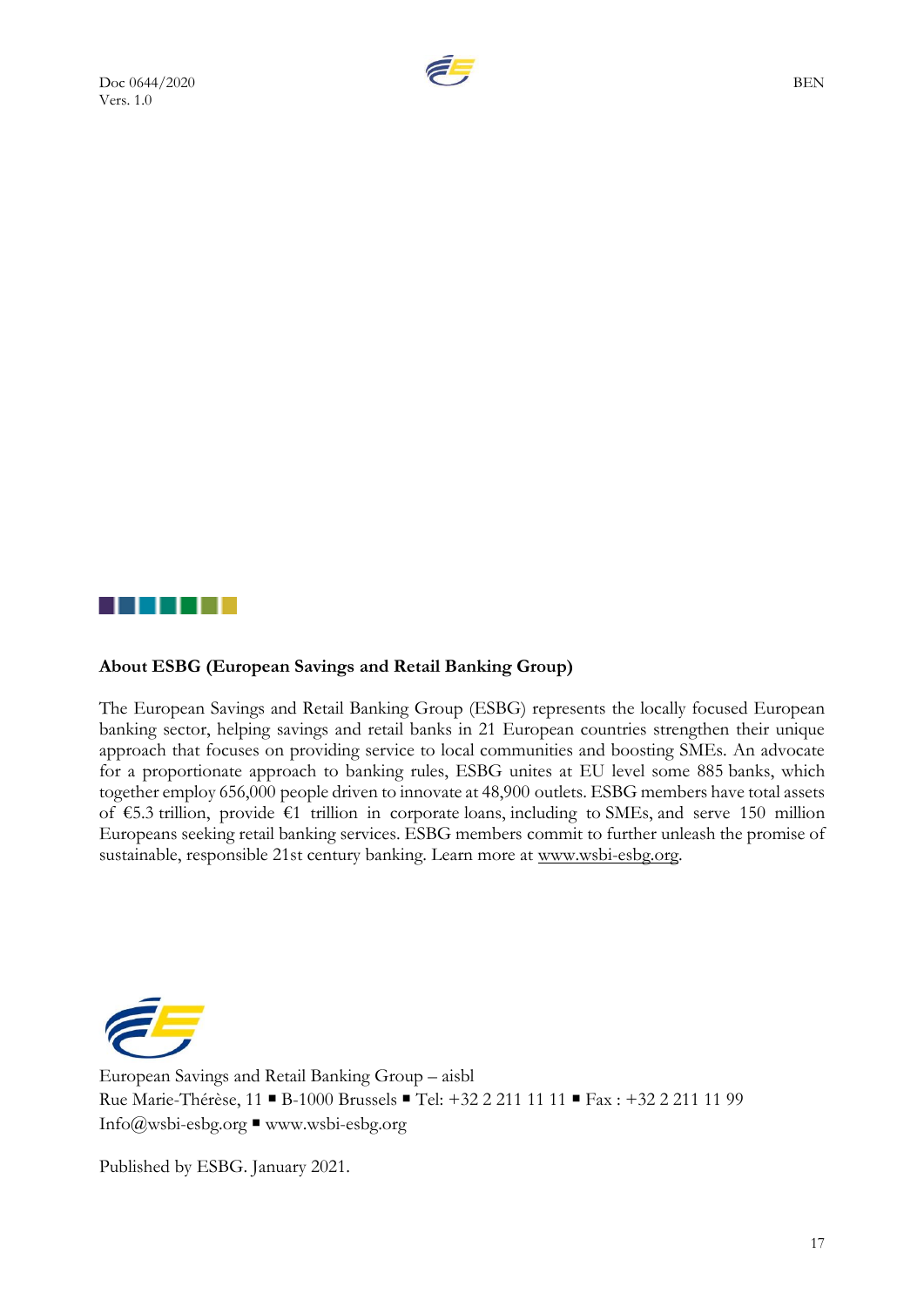**About ESBG (European Savings and Retail Banking Group)**

The European Savings and Retail Banking Group (ESBG) represents the locally focused European banking sector, helping savings and retail banks in 21 European countries strengthen their unique approach that focuses on providing service to local communities and boosting SMEs. An advocate for a proportionate approach to banking rules, ESBG unites at EU level some 885 banks, which together employ 656,000 people driven to innovate at 48,900 outlets. ESBG members have total assets of €5.3 trillion, provide €1 trillion in corporate loans, including to SMEs, and serve 150 million Europeans seeking retail banking services. ESBG members commit to further unleash the promise of sustainable, responsible 21st century banking. Learn more at www.wsbi-esbg.org.

European Savings and Retail Banking Group – aisbl
Rue Marie-Thérèse, 11 ■ B-1000 Brussels ■ Tel: +32 2 211 11 11 ■ Fax : +32 2 211 11 99
Info@wsbi-esbg.org ■ www.wsbi-esbg.org

Published by ESBG. January 2021.